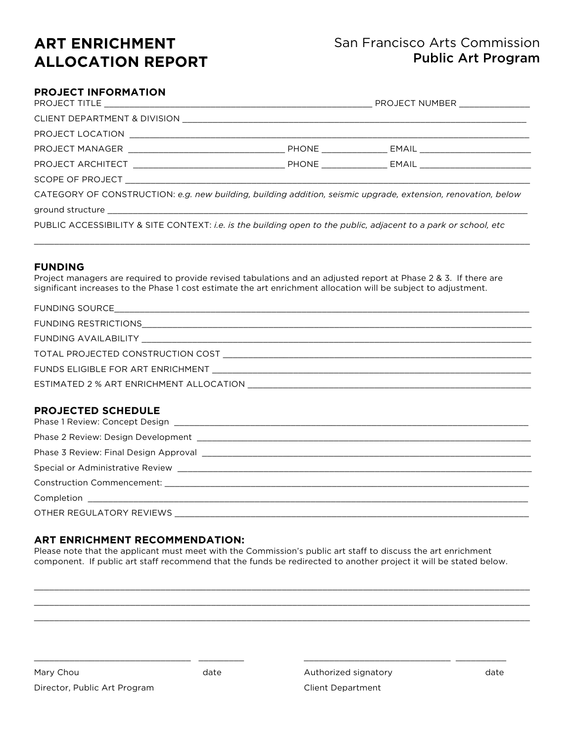# ART ENRICHMENT ALLOCATION REPORT

San Francisco Arts Commission
**Public Art Program**

## PROJECT INFORMATION

PROJECT TITLE ______________________________________________________ PROJECT NUMBER ______________

CLIENT DEPARTMENT & DIVISION __________________________________________________________________

PROJECT LOCATION ____________________________________________________________________________

PROJECT MANAGER _______________________________ PHONE _____________ EMAIL _______________________

PROJECT ARCHITECT _______________________________ PHONE _____________ EMAIL _______________________

SCOPE OF PROJECT ____________________________________________________________________________

CATEGORY OF CONSTRUCTION: *e.g. new building, building addition, seismic upgrade, extension, renovation, below* ground structure ______________________________________________________________________________

PUBLIC ACCESSIBILITY & SITE CONTEXT: *i.e. is the building open to the public, adjacent to a park or school, etc*

______________________________________________________________________________________________

## FUNDING

Project managers are required to provide revised tabulations and an adjusted report at Phase 2 & 3. If there are significant increases to the Phase 1 cost estimate the art enrichment allocation will be subject to adjustment.

FUNDING SOURCE______________________________________________________________________________

FUNDING RESTRICTIONS_________________________________________________________________________

FUNDING AVAILABILITY _________________________________________________________________________

TOTAL PROJECTED CONSTRUCTION COST ___________________________________________________________

FUNDS ELIGIBLE FOR ART ENRICHMENT ____________________________________________________________

ESTIMATED 2 % ART ENRICHMENT ALLOCATION _______________________________________________________

## PROJECTED SCHEDULE

Phase 1 Review: Concept Design _____________________________________________________________

Phase 2 Review: Design Development _________________________________________________________

Phase 3 Review: Final Design Approval ________________________________________________________

Special or Administrative Review ____________________________________________________________

Construction Commencement: _________________________________________________________________

Completion ____________________________________________________________________________________

OTHER REGULATORY REVIEWS __________________________________________________________________

## ART ENRICHMENT RECOMMENDATION:

Please note that the applicant must meet with the Commission's public art staff to discuss the art enrichment component. If public art staff recommend that the funds be redirected to another project it will be stated below.

______________________________________________________________________________________________

______________________________________________________________________________________________

______________________________________________________________________________________________

_______________________________ _________        _______________________________ __________

Mary Chou        date        Authorized signatory        date

Director, Public Art Program        Client Department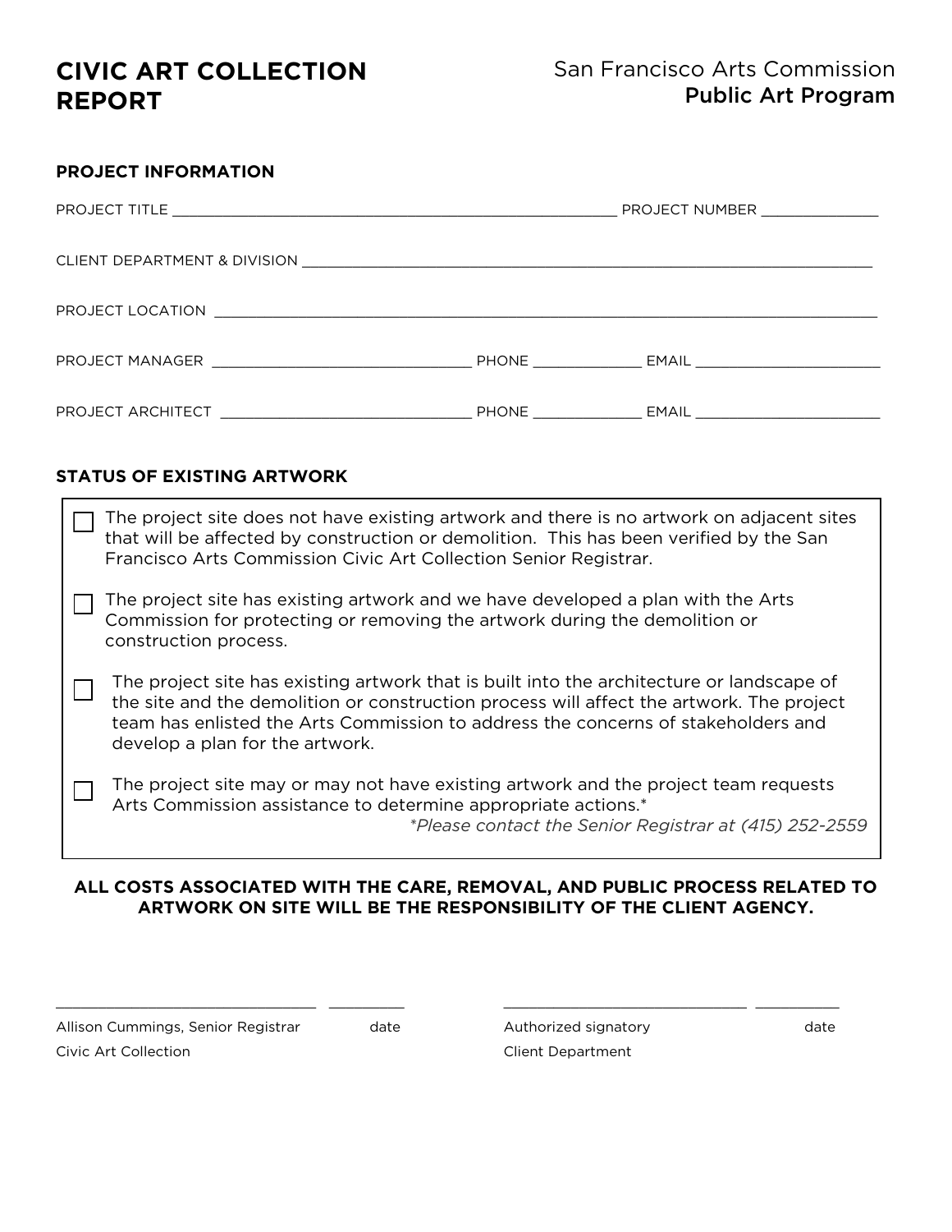# CIVIC ART COLLECTION REPORT

San Francisco Arts Commission
**Public Art Program**

## PROJECT INFORMATION

PROJECT TITLE ______________________________________________ PROJECT NUMBER ____________

CLIENT DEPARTMENT & DIVISION ____________________________________________________________

PROJECT LOCATION ______________________________________________________________________

PROJECT MANAGER ___________________________ PHONE ___________ EMAIL ___________________

PROJECT ARCHITECT __________________________ PHONE ___________ EMAIL ___________________

## STATUS OF EXISTING ARTWORK

- ☐ The project site does not have existing artwork and there is no artwork on adjacent sites that will be affected by construction or demolition. This has been verified by the San Francisco Arts Commission Civic Art Collection Senior Registrar.
- ☐ The project site has existing artwork and we have developed a plan with the Arts Commission for protecting or removing the artwork during the demolition or construction process.
- ☐ The project site has existing artwork that is built into the architecture or landscape of the site and the demolition or construction process will affect the artwork. The project team has enlisted the Arts Commission to address the concerns of stakeholders and develop a plan for the artwork.
- ☐ The project site may or may not have existing artwork and the project team requests Arts Commission assistance to determine appropriate actions.*

*Please contact the Senior Registrar at (415) 252-2559*

**ALL COSTS ASSOCIATED WITH THE CARE, REMOVAL, AND PUBLIC PROCESS RELATED TO ARTWORK ON SITE WILL BE THE RESPONSIBILITY OF THE CLIENT AGENCY.**

___________________________ ________

Allison Cummings, Senior Registrar — date
Civic Art Collection

___________________________ ________

Authorized signatory — date
Client Department